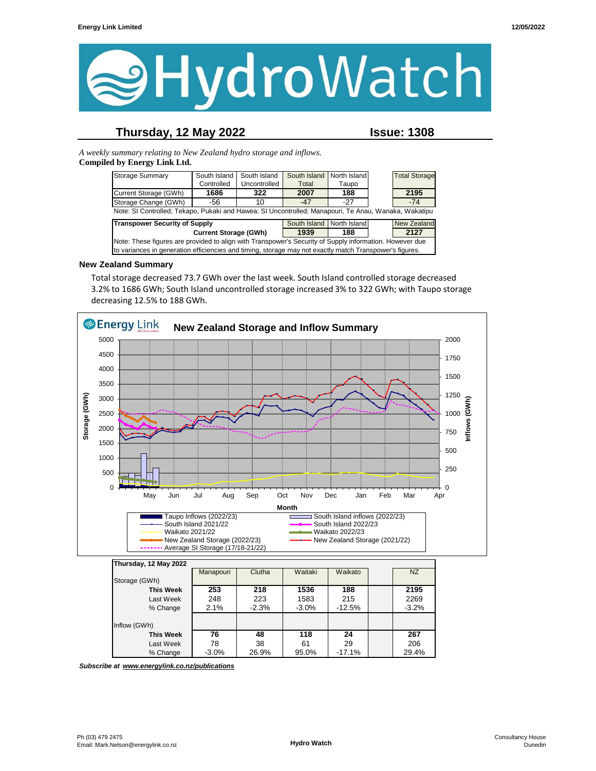# HydroWatch

## Thursday, 12 May 2022 — Issue: 1308

*A weekly summary relating to New Zealand hydro storage and inflows.*
**Compiled by Energy Link Ltd.**

| Storage Summary | South Island Controlled | South Island Uncontrolled | South Island Total | North Island Taupo | | Total Storage |
|---|---|---|---|---|---|---|
| Current Storage (GWh) | **1686** | **322** | **2007** | **188** | | **2195** |
| Storage Change (GWh) | -56 | 10 | -47 | -27 | | -74 |

Note: SI Controlled; Tekapo, Pukaki and Hawea: SI Uncontrolled; Manapouri, Te Anau, Wanaka, Wakatipu

| Transpower Security of Supply | South Island | North Island | | New Zealand |
|---|---|---|---|---|
| Current Storage (GWh) | **1939** | **188** | | **2127** |

Note: These figures are provided to align with Transpower's Security of Supply information. However due to variances in generation efficiencies and timing, storage may not exactly match Transpower's figures.

### New Zealand Summary

Total storage decreased 73.7 GWh over the last week. South Island controlled storage decreased 3.2% to 1686 GWh; South Island uncontrolled storage increased 3% to 322 GWh; with Taupo storage decreasing 12.5% to 188 GWh.

**New Zealand Storage and Inflow Summary**

| Thursday, 12 May 2022 | Manapouri | Clutha | Waitaki | Waikato | | NZ |
|---|---|---|---|---|---|---|
| Storage (GWh) | | | | | | |
| **This Week** | **253** | **218** | **1536** | **188** | | **2195** |
| Last Week | 248 | 223 | 1583 | 215 | | 2269 |
| % Change | 2.1% | -2.3% | -3.0% | -12.5% | | -3.2% |
| Inflow (GWh) | | | | | | |
| **This Week** | **76** | **48** | **118** | **24** | | **267** |
| Last Week | 78 | 38 | 61 | 29 | | 206 |
| % Change | -3.0% | 26.9% | 95.0% | -17.1% | | 29.4% |

***Subscribe at www.energylink.co.nz/publications***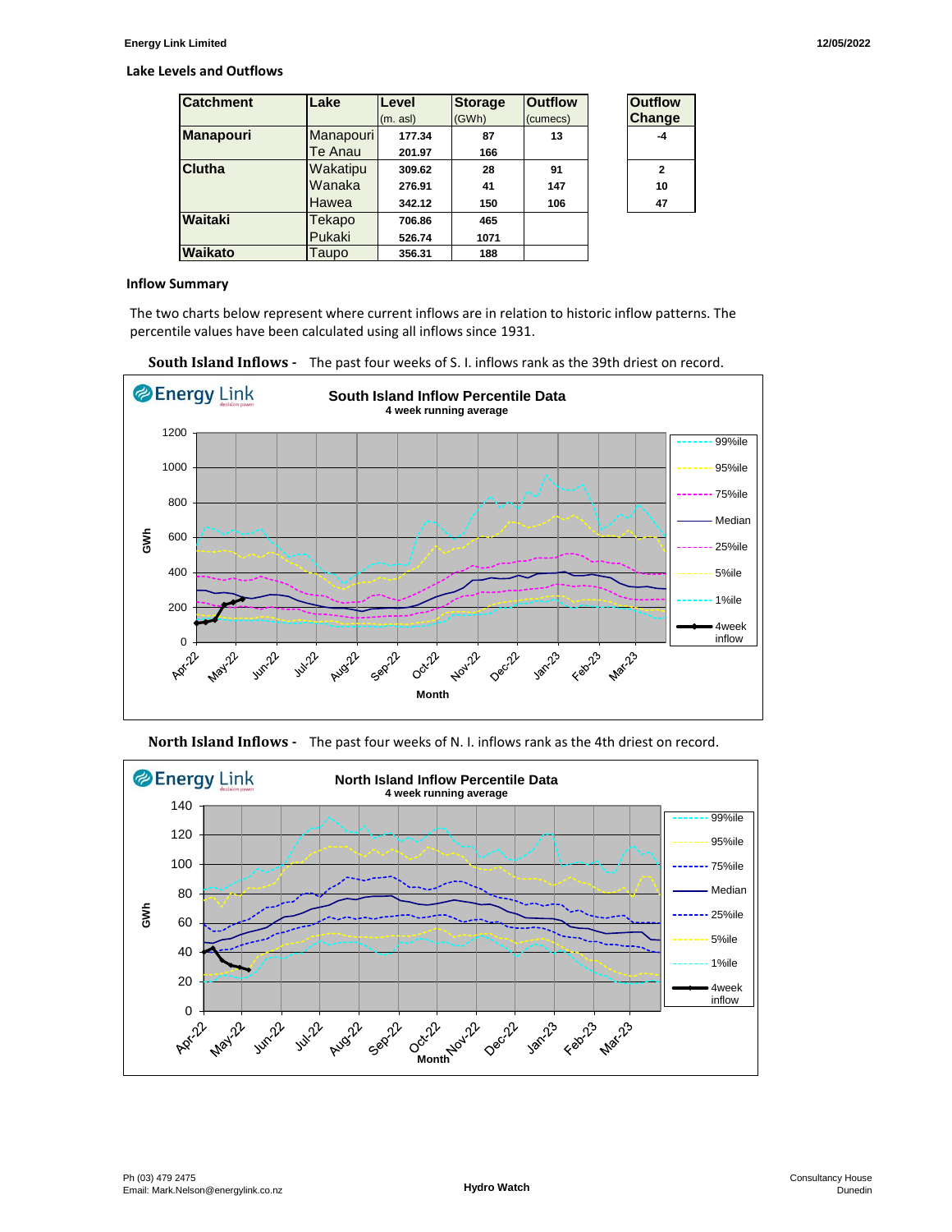## Lake Levels and Outflows

| Catchment | Lake | Level (m. asl) | Storage (GWh) | Outflow (cumecs) | Outflow Change |
|---|---|---|---|---|---|
| Manapouri | Manapouri | 177.34 | 87 | 13 | -4 |
| | Te Anau | 201.97 | 166 | | |
| Clutha | Wakatipu | 309.62 | 28 | 91 | 2 |
| | Wanaka | 276.91 | 41 | 147 | 10 |
| | Hawea | 342.12 | 150 | 106 | 47 |
| Waitaki | Tekapo | 706.86 | 465 | | |
| | Pukaki | 526.74 | 1071 | | |
| Waikato | Taupo | 356.31 | 188 | | |

## Inflow Summary

The two charts below represent where current inflows are in relation to historic inflow patterns. The percentile values have been calculated using all inflows since 1931.

**South Island Inflows -** The past four weeks of S. I. inflows rank as the 39th driest on record.

**North Island Inflows -** The past four weeks of N. I. inflows rank as the 4th driest on record.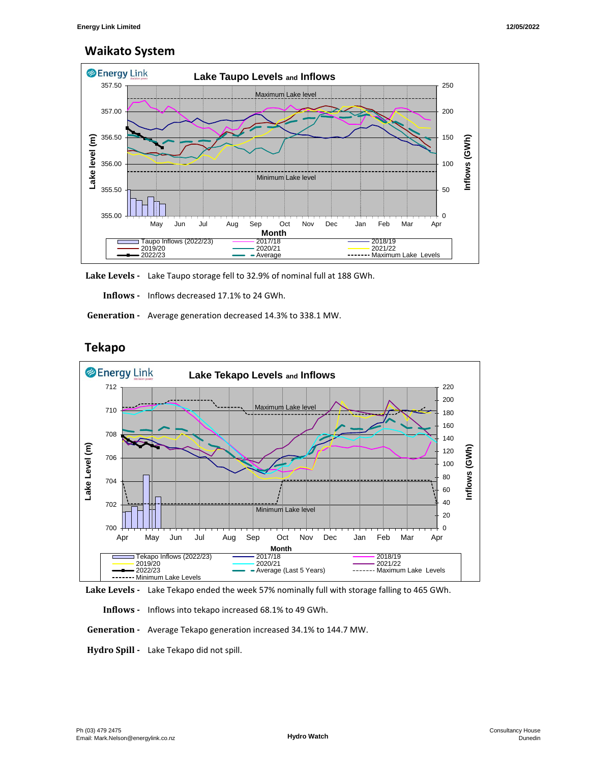## Waikato System

**Lake Levels -** Lake Taupo storage fell to 32.9% of nominal full at 188 GWh.

**Inflows -** Inflows decreased 17.1% to 24 GWh.

**Generation -** Average generation decreased 14.3% to 338.1 MW.

## Tekapo

**Lake Levels -** Lake Tekapo ended the week 57% nominally full with storage falling to 465 GWh.

**Inflows -** Inflows into tekapo increased 68.1% to 49 GWh.

**Generation -** Average Tekapo generation increased 34.1% to 144.7 MW.

**Hydro Spill -** Lake Tekapo did not spill.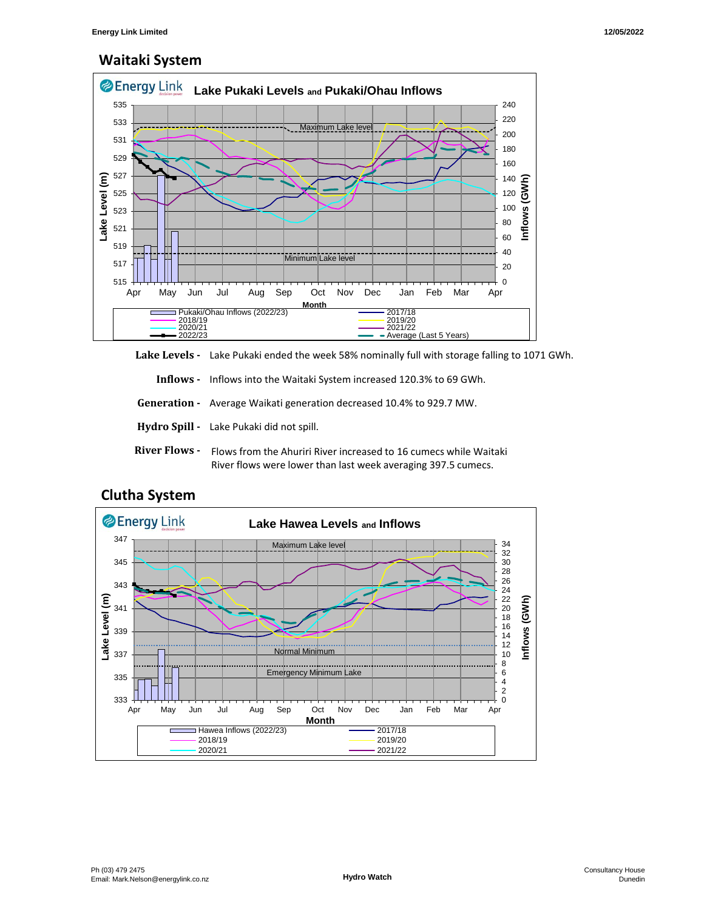## Waitaki System

**Lake Levels -** Lake Pukaki ended the week 58% nominally full with storage falling to 1071 GWh.

**Inflows -** Inflows into the Waitaki System increased 120.3% to 69 GWh.

**Generation -** Average Waikati generation decreased 10.4% to 929.7 MW.

**Hydro Spill -** Lake Pukaki did not spill.

**River Flows -** Flows from the Ahuriri River increased to 16 cumecs while Waitaki River flows were lower than last week averaging 397.5 cumecs.

## Clutha System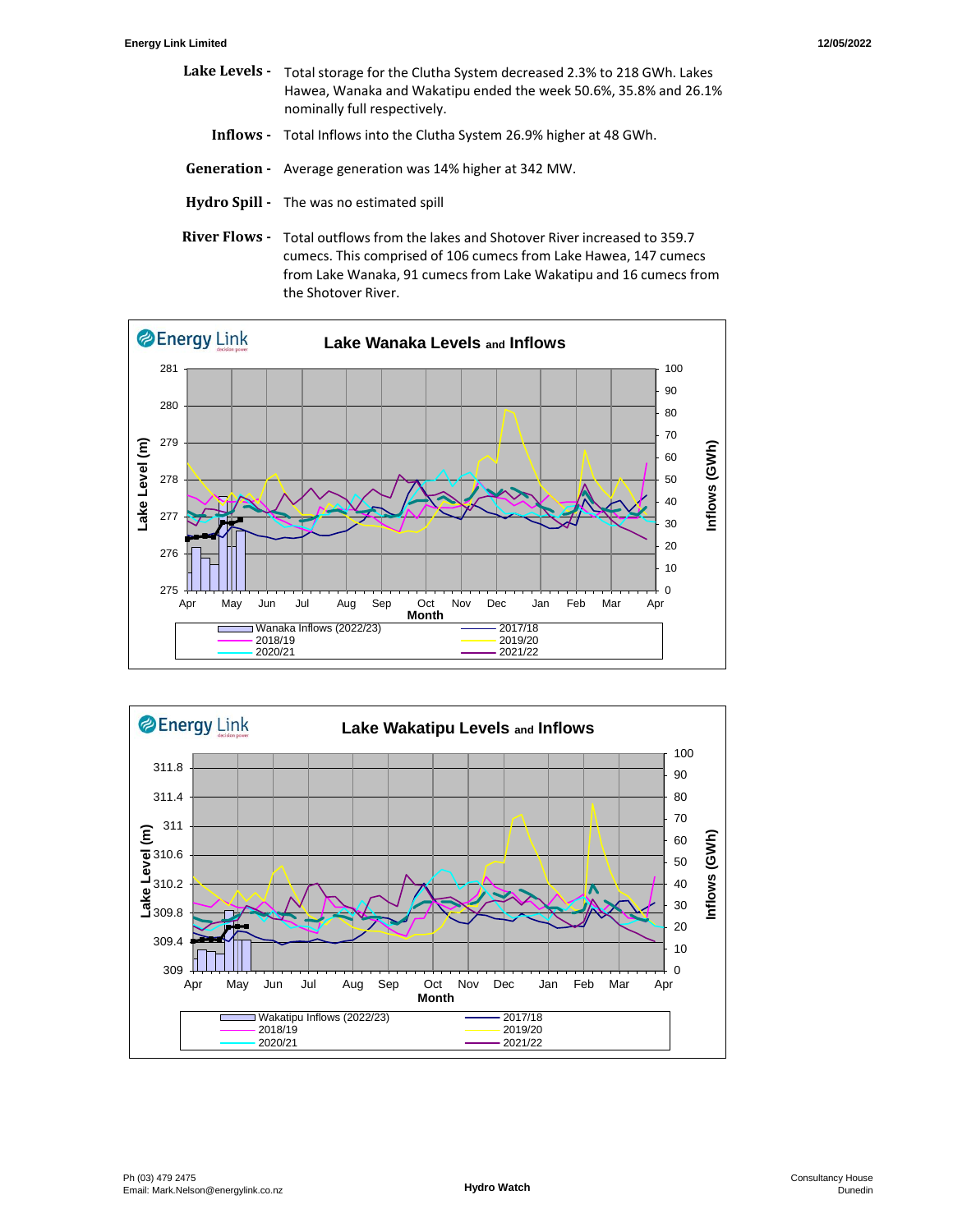**Lake Levels -** Total storage for the Clutha System decreased 2.3% to 218 GWh. Lakes Hawea, Wanaka and Wakatipu ended the week 50.6%, 35.8% and 26.1% nominally full respectively.

**Inflows -** Total Inflows into the Clutha System 26.9% higher at 48 GWh.

**Generation -** Average generation was 14% higher at 342 MW.

**Hydro Spill -** The was no estimated spill

**River Flows -** Total outflows from the lakes and Shotover River increased to 359.7 cumecs. This comprised of 106 cumecs from Lake Hawea, 147 cumecs from Lake Wanaka, 91 cumecs from Lake Wakatipu and 16 cumecs from the Shotover River.

**Lake Wanaka Levels and Inflows**

Legend: Wanaka Inflows (2022/23), 2017/18, 2018/19, 2019/20, 2020/21, 2021/22

**Lake Wakatipu Levels and Inflows**

Legend: Wakatipu Inflows (2022/23), 2017/18, 2018/19, 2019/20, 2020/21, 2021/22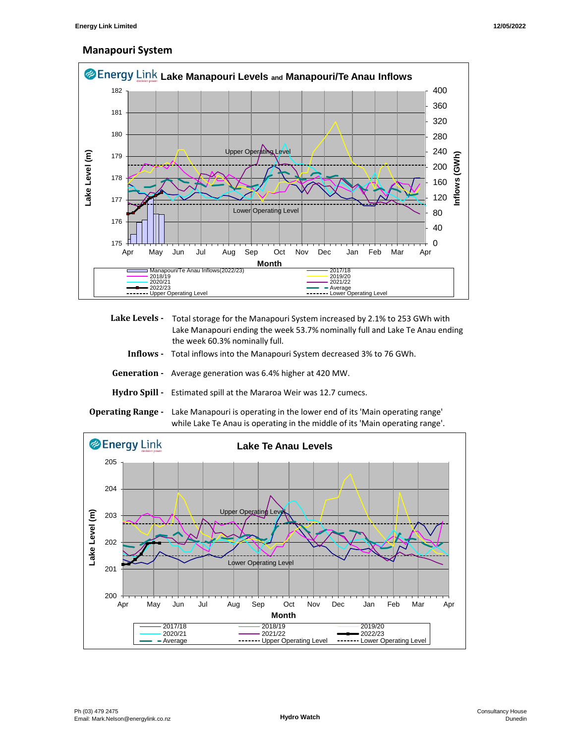## Manapouri System

Energy Link **Lake Manapouri Levels and Manapouri/Te Anau Inflows**

Lake Level (m)

182
181
180
179
178
177
176
175

Inflows (GWh)

400
360
320
280
240
200
160
120
80
40
0

Apr May Jun Jul Aug Sep Oct Nov Dec Jan Feb Mar Apr

Month

Upper Operating Level

Lower Operating Level

Manapouri/Te Anau Inflows(2022/23)
2018/19
2020/21
2022/23
Upper Operating Level
2017/18
2019/20
2021/22
Average
Lower Operating Level

**Lake Levels -** Total storage for the Manapouri System increased by 2.1% to 253 GWh with Lake Manapouri ending the week 53.7% nominally full and Lake Te Anau ending the week 60.3% nominally full.

**Inflows -** Total inflows into the Manapouri System decreased 3% to 76 GWh.

**Generation -** Average generation was 6.4% higher at 420 MW.

**Hydro Spill -** Estimated spill at the Mararoa Weir was 12.7 cumecs.

**Operating Range -** Lake Manapouri is operating in the lower end of its 'Main operating range' while Lake Te Anau is operating in the middle of its 'Main operating range'.

Energy Link **Lake Te Anau Levels**

Lake Level (m)

205
204
203
202
201
200

Apr May Jun Jul Aug Sep Oct Nov Dec Jan Feb Mar Apr

Month

Upper Operating Level

Lower Operating Level

2017/18
2020/21
Average
2018/19
2021/22
Upper Operating Level
2019/20
2022/23
Lower Operating Level